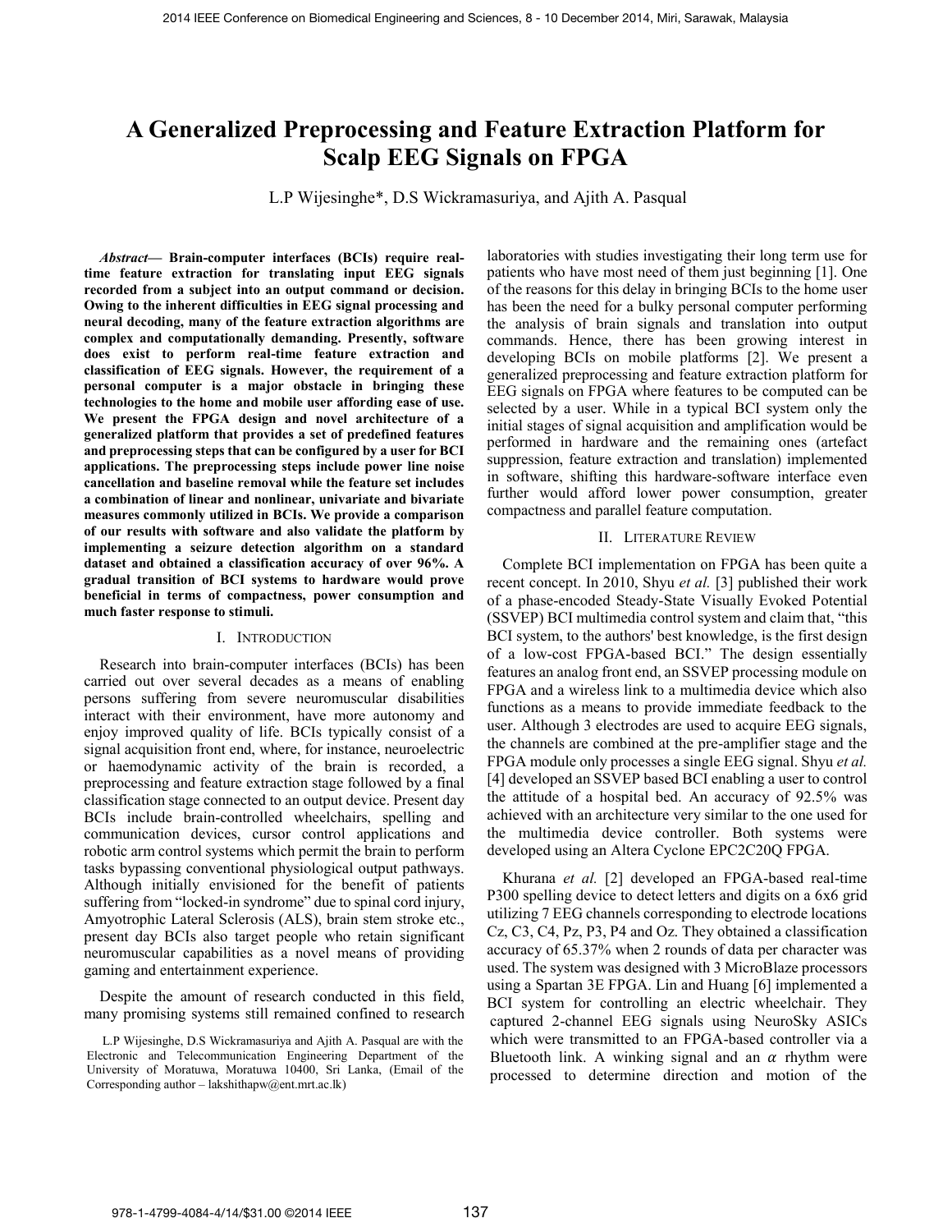# A Generalized Preprocessing and Feature Extraction Platform for Scalp EEG Signals on FPGA

L.P Wijesinghe*, D.S Wickramasuriya, and Ajith A. Pasqual

***Abstract*— Brain-computer interfaces (BCIs) require real-time feature extraction for translating input EEG signals recorded from a subject into an output command or decision. Owing to the inherent difficulties in EEG signal processing and neural decoding, many of the feature extraction algorithms are complex and computationally demanding. Presently, software does exist to perform real-time feature extraction and classification of EEG signals. However, the requirement of a personal computer is a major obstacle in bringing these technologies to the home and mobile user affording ease of use. We present the FPGA design and novel architecture of a generalized platform that provides a set of predefined features and preprocessing steps that can be configured by a user for BCI applications. The preprocessing steps include power line noise cancellation and baseline removal while the feature set includes a combination of linear and nonlinear, univariate and bivariate measures commonly utilized in BCIs. We provide a comparison of our results with software and also validate the platform by implementing a seizure detection algorithm on a standard dataset and obtained a classification accuracy of over 96%. A gradual transition of BCI systems to hardware would prove beneficial in terms of compactness, power consumption and much faster response to stimuli.**

## I. Introduction

Research into brain-computer interfaces (BCIs) has been carried out over several decades as a means of enabling persons suffering from severe neuromuscular disabilities interact with their environment, have more autonomy and enjoy improved quality of life. BCIs typically consist of a signal acquisition front end, where, for instance, neuroelectric or haemodynamic activity of the brain is recorded, a preprocessing and feature extraction stage followed by a final classification stage connected to an output device. Present day BCIs include brain-controlled wheelchairs, spelling and communication devices, cursor control applications and robotic arm control systems which permit the brain to perform tasks bypassing conventional physiological output pathways. Although initially envisioned for the benefit of patients suffering from "locked-in syndrome" due to spinal cord injury, Amyotrophic Lateral Sclerosis (ALS), brain stem stroke etc., present day BCIs also target people who retain significant neuromuscular capabilities as a novel means of providing gaming and entertainment experience.

Despite the amount of research conducted in this field, many promising systems still remained confined to research laboratories with studies investigating their long term use for patients who have most need of them just beginning [1]. One of the reasons for this delay in bringing BCIs to the home user has been the need for a bulky personal computer performing the analysis of brain signals and translation into output commands. Hence, there has been growing interest in developing BCIs on mobile platforms [2]. We present a generalized preprocessing and feature extraction platform for EEG signals on FPGA where features to be computed can be selected by a user. While in a typical BCI system only the initial stages of signal acquisition and amplification would be performed in hardware and the remaining ones (artefact suppression, feature extraction and translation) implemented in software, shifting this hardware-software interface even further would afford lower power consumption, greater compactness and parallel feature computation.

L.P Wijesinghe, D.S Wickramasuriya and Ajith A. Pasqual are with the Electronic and Telecommunication Engineering Department of the University of Moratuwa, Moratuwa 10400, Sri Lanka, (Email of the Corresponding author – lakshithapw@ent.mrt.ac.lk)

## II. Literature Review

Complete BCI implementation on FPGA has been quite a recent concept. In 2010, Shyu *et al.* [3] published their work of a phase-encoded Steady-State Visually Evoked Potential (SSVEP) BCI multimedia control system and claim that, "this BCI system, to the authors' best knowledge, is the first design of a low-cost FPGA-based BCI." The design essentially features an analog front end, an SSVEP processing module on FPGA and a wireless link to a multimedia device which also functions as a means to provide immediate feedback to the user. Although 3 electrodes are used to acquire EEG signals, the channels are combined at the pre-amplifier stage and the FPGA module only processes a single EEG signal. Shyu *et al.* [4] developed an SSVEP based BCI enabling a user to control the attitude of a hospital bed. An accuracy of 92.5% was achieved with an architecture very similar to the one used for the multimedia device controller. Both systems were developed using an Altera Cyclone EPC2C20Q FPGA.

Khurana *et al.* [2] developed an FPGA-based real-time P300 spelling device to detect letters and digits on a 6x6 grid utilizing 7 EEG channels corresponding to electrode locations Cz, C3, C4, Pz, P3, P4 and Oz. They obtained a classification accuracy of 65.37% when 2 rounds of data per character was used. The system was designed with 3 MicroBlaze processors using a Spartan 3E FPGA. Lin and Huang [6] implemented a BCI system for controlling an electric wheelchair. They captured 2-channel EEG signals using NeuroSky ASICs which were transmitted to an FPGA-based controller via a Bluetooth link. A winking signal and an $\alpha$ rhythm were processed to determine direction and motion of the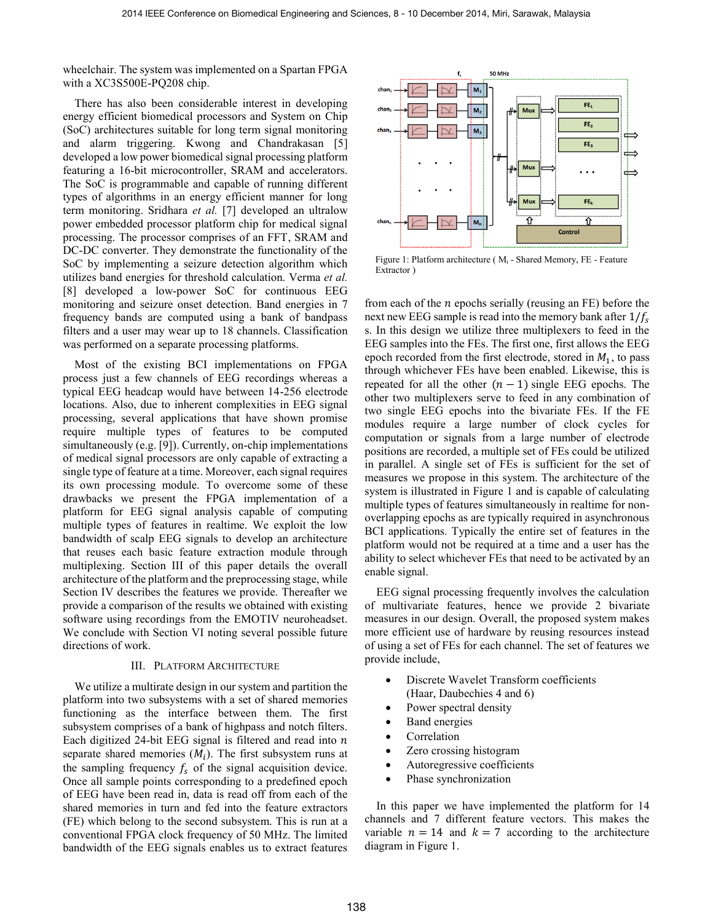wheelchair. The system was implemented on a Spartan FPGA with a XC3S500E-PQ208 chip.

There has also been considerable interest in developing energy efficient biomedical processors and System on Chip (SoC) architectures suitable for long term signal monitoring and alarm triggering. Kwong and Chandrakasan [5] developed a low power biomedical signal processing platform featuring a 16-bit microcontroller, SRAM and accelerators. The SoC is programmable and capable of running different types of algorithms in an energy efficient manner for long term monitoring. Sridhara *et al.* [7] developed an ultralow power embedded processor platform chip for medical signal processing. The processor comprises of an FFT, SRAM and DC-DC converter. They demonstrate the functionality of the SoC by implementing a seizure detection algorithm which utilizes band energies for threshold calculation. Verma *et al.* [8] developed a low-power SoC for continuous EEG monitoring and seizure onset detection. Band energies in 7 frequency bands are computed using a bank of bandpass filters and a user may wear up to 18 channels. Classification was performed on a separate processing platforms.

Most of the existing BCI implementations on FPGA process just a few channels of EEG recordings whereas a typical EEG headcap would have between 14-256 electrode locations. Also, due to inherent complexities in EEG signal processing, several applications that have shown promise require multiple types of features to be computed simultaneously (e.g. [9]). Currently, on-chip implementations of medical signal processors are only capable of extracting a single type of feature at a time. Moreover, each signal requires its own processing module. To overcome some of these drawbacks we present the FPGA implementation of a platform for EEG signal analysis capable of computing multiple types of features in realtime. We exploit the low bandwidth of scalp EEG signals to develop an architecture that reuses each basic feature extraction module through multiplexing. Section III of this paper details the overall architecture of the platform and the preprocessing stage, while Section IV describes the features we provide. Thereafter we provide a comparison of the results we obtained with existing software using recordings from the EMOTIV neuroheadset. We conclude with Section VI noting several possible future directions of work.

## III. Platform Architecture

We utilize a multirate design in our system and partition the platform into two subsystems with a set of shared memories functioning as the interface between them. The first subsystem comprises of a bank of highpass and notch filters. Each digitized 24-bit EEG signal is filtered and read into $n$ separate shared memories ($M_i$). The first subsystem runs at the sampling frequency $f_s$ of the signal acquisition device. Once all sample points corresponding to a predefined epoch of EEG have been read in, data is read off from each of the shared memories in turn and fed into the feature extractors (FE) which belong to the second subsystem. This is run at a conventional FPGA clock frequency of 50 MHz. The limited bandwidth of the EEG signals enables us to extract features from each of the $n$ epochs serially (reusing an FE) before the next new EEG sample is read into the memory bank after $1/f_s$ s. In this design we utilize three multiplexers to feed in the EEG samples into the FEs. The first one, first allows the EEG epoch recorded from the first electrode, stored in $M_1$, to pass through whichever FEs have been enabled. Likewise, this is repeated for all the other $(n-1)$ single EEG epochs. The other two multiplexers serve to feed in any combination of two single EEG epochs into the bivariate FEs. If the FE modules require a large number of clock cycles for computation or signals from a large number of electrode positions are recorded, a multiple set of FEs could be utilized in parallel. A single set of FEs is sufficient for the set of measures we propose in this system. The architecture of the system is illustrated in Figure 1 and is capable of calculating multiple types of features simultaneously in realtime for non-overlapping epochs as are typically required in asynchronous BCI applications. Typically the entire set of features in the platform would not be required at a time and a user has the ability to select whichever FEs that need to be activated by an enable signal.

Figure 1: Platform architecture ( $M_i$ - Shared Memory, FE - Feature Extractor )

EEG signal processing frequently involves the calculation of multivariate features, hence we provide 2 bivariate measures in our design. Overall, the proposed system makes more efficient use of hardware by reusing resources instead of using a set of FEs for each channel. The set of features we provide include,

- Discrete Wavelet Transform coefficients (Haar, Daubechies 4 and 6)
- Power spectral density
- Band energies
- Correlation
- Zero crossing histogram
- Autoregressive coefficients
- Phase synchronization

In this paper we have implemented the platform for 14 channels and 7 different feature vectors. This makes the variable $n = 14$ and $k = 7$ according to the architecture diagram in Figure 1.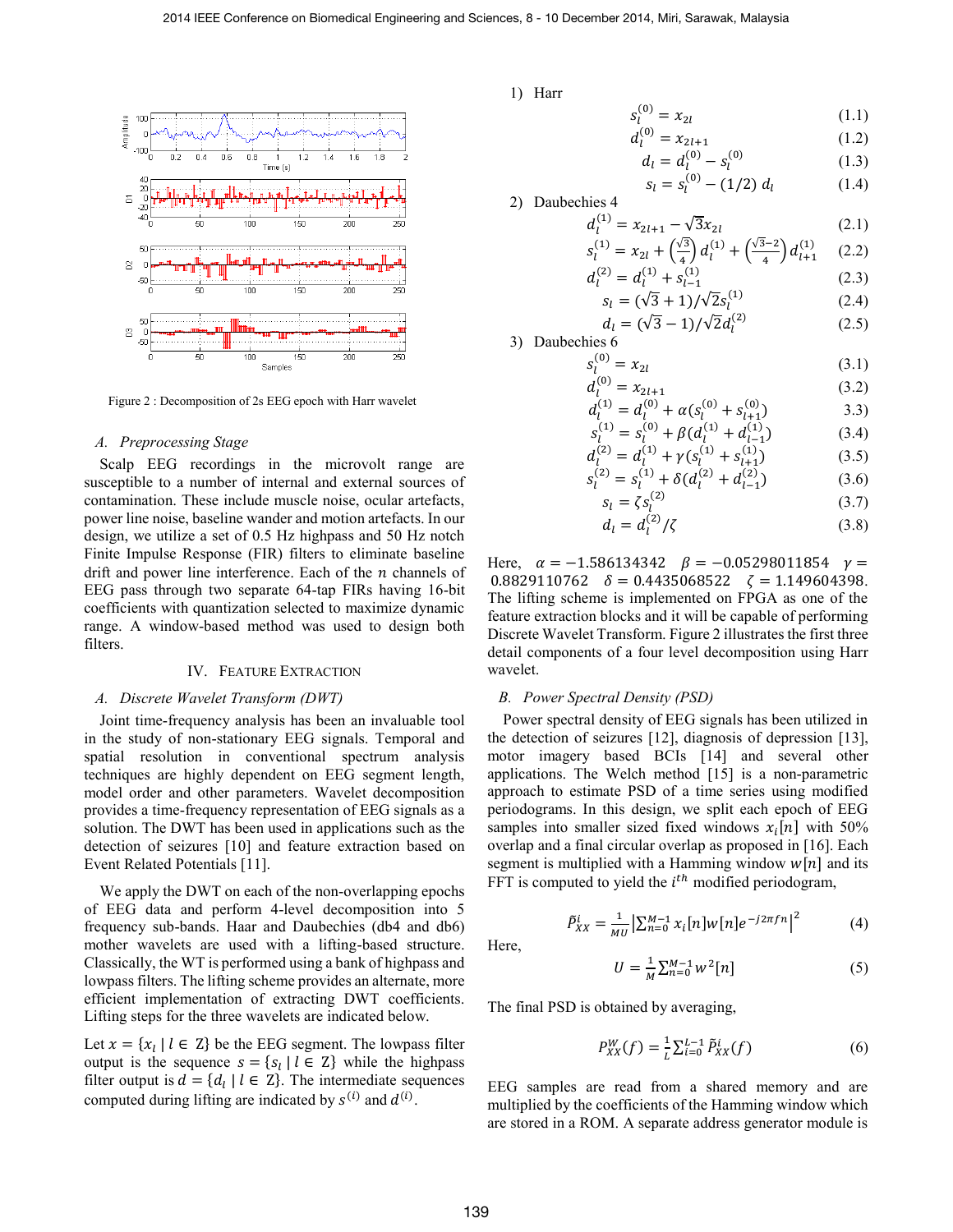Figure 2 : Decomposition of 2s EEG epoch with Harr wavelet

### A. Preprocessing Stage

Scalp EEG recordings in the microvolt range are susceptible to a number of internal and external sources of contamination. These include muscle noise, ocular artefacts, power line noise, baseline wander and motion artefacts. In our design, we utilize a set of 0.5 Hz highpass and 50 Hz notch Finite Impulse Response (FIR) filters to eliminate baseline drift and power line interference. Each of the $n$ channels of EEG pass through two separate 64-tap FIRs having 16-bit coefficients with quantization selected to maximize dynamic range. A window-based method was used to design both filters.

## IV. Feature Extraction

### A. Discrete Wavelet Transform (DWT)

Joint time-frequency analysis has been an invaluable tool in the study of non-stationary EEG signals. Temporal and spatial resolution in conventional spectrum analysis techniques are highly dependent on EEG segment length, model order and other parameters. Wavelet decomposition provides a time-frequency representation of EEG signals as a solution. The DWT has been used in applications such as the detection of seizures [10] and feature extraction based on Event Related Potentials [11].

We apply the DWT on each of the non-overlapping epochs of EEG data and perform 4-level decomposition into 5 frequency sub-bands. Haar and Daubechies (db4 and db6) mother wavelets are used with a lifting-based structure. Classically, the WT is performed using a bank of highpass and lowpass filters. The lifting scheme provides an alternate, more efficient implementation of extracting DWT coefficients. Lifting steps for the three wavelets are indicated below.

Let $x = \{x_l \mid l \in \mathbb{Z}\}$ be the EEG segment. The lowpass filter output is the sequence $s = \{s_l \mid l \in \mathbb{Z}\}$ while the highpass filter output is $d = \{d_l \mid l \in \mathbb{Z}\}$. The intermediate sequences computed during lifting are indicated by $s^{(i)}$ and $d^{(i)}$.

1) Harr

$$s_l^{(0)} = x_{2l} \tag{1.1}$$

$$d_l^{(0)} = x_{2l+1} \tag{1.2}$$

$$d_l = d_l^{(0)} - s_l^{(0)} \tag{1.3}$$

$$s_l = s_l^{(0)} - (1/2)\, d_l \tag{1.4}$$

2) Daubechies 4

$$d_l^{(1)} = x_{2l+1} - \sqrt{3}x_{2l} \tag{2.1}$$

$$s_l^{(1)} = x_{2l} + \left(\frac{\sqrt{3}}{4}\right) d_l^{(1)} + \left(\frac{\sqrt{3}-2}{4}\right) d_{l+1}^{(1)} \tag{2.2}$$

$$d_l^{(2)} = d_l^{(1)} + s_{l-1}^{(1)} \tag{2.3}$$

$$s_l = (\sqrt{3}+1)/\sqrt{2}s_l^{(1)} \tag{2.4}$$

$$d_l = (\sqrt{3}-1)/\sqrt{2}d_l^{(2)} \tag{2.5}$$

3) Daubechies 6

$$s_l^{(0)} = x_{2l} \tag{3.1}$$

$$d_l^{(0)} = x_{2l+1} \tag{3.2}$$

$$d_l^{(1)} = d_l^{(0)} + \alpha(s_l^{(0)} + s_{l+1}^{(0)}) \tag{3.3}$$

$$s_l^{(1)} = s_l^{(0)} + \beta(d_l^{(1)} + d_{l-1}^{(1)}) \tag{3.4}$$

$$d_l^{(2)} = d_l^{(1)} + \gamma(s_l^{(1)} + s_{l+1}^{(1)}) \tag{3.5}$$

$$s_l^{(2)} = s_l^{(1)} + \delta(d_l^{(2)} + d_{l-1}^{(2)}) \tag{3.6}$$

$$s_l = \zeta s_l^{(2)} \tag{3.7}$$

$$d_l = d_l^{(2)}/\zeta \tag{3.8}$$

Here, $\alpha = -1.586134342$ $\beta = -0.05298011854$ $\gamma = 0.8829110762$ $\delta = 0.4435068522$ $\zeta = 1.149604398$. The lifting scheme is implemented on FPGA as one of the feature extraction blocks and it will be capable of performing Discrete Wavelet Transform. Figure 2 illustrates the first three detail components of a four level decomposition using Harr wavelet.

### B. Power Spectral Density (PSD)

Power spectral density of EEG signals has been utilized in the detection of seizures [12], diagnosis of depression [13], motor imagery based BCIs [14] and several other applications. The Welch method [15] is a non-parametric approach to estimate PSD of a time series using modified periodograms. In this design, we split each epoch of EEG samples into smaller sized fixed windows $x_i[n]$ with 50% overlap and a final circular overlap as proposed in [16]. Each segment is multiplied with a Hamming window $w[n]$ and its FFT is computed to yield the $i^{th}$ modified periodogram,

$$\tilde{P}_{XX}^{i} = \frac{1}{MU}\left|\sum_{n=0}^{M-1} x_i[n]w[n]e^{-j2\pi fn}\right|^2 \tag{4}$$

Here,

$$U = \frac{1}{M}\sum_{n=0}^{M-1} w^2[n] \tag{5}$$

The final PSD is obtained by averaging,

$$P_{XX}^{W}(f) = \frac{1}{L}\sum_{i=0}^{L-1} \tilde{P}_{XX}^{i}(f) \tag{6}$$

EEG samples are read from a shared memory and are multiplied by the coefficients of the Hamming window which are stored in a ROM. A separate address generator module is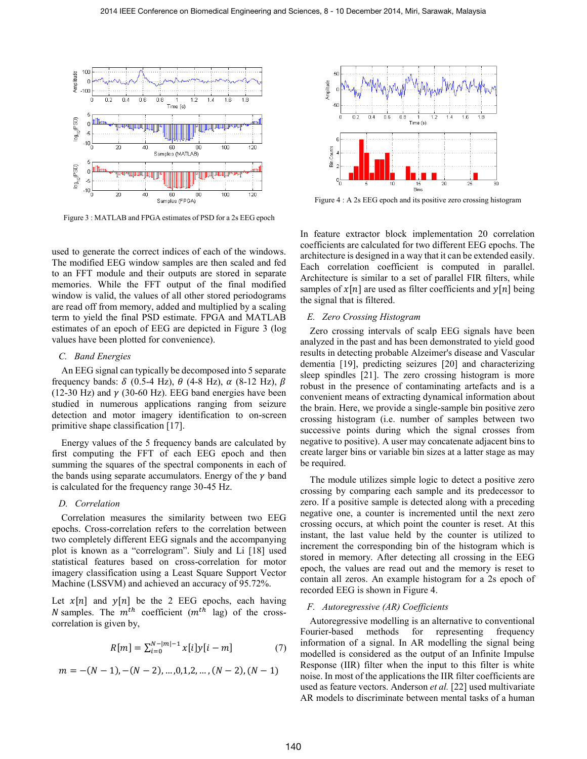Figure 3 : MATLAB and FPGA estimates of PSD for a 2s EEG epoch

Figure 4 : A 2s EEG epoch and its positive zero crossing histogram

used to generate the correct indices of each of the windows. The modified EEG window samples are then scaled and fed to an FFT module and their outputs are stored in separate memories. While the FFT output of the final modified window is valid, the values of all other stored periodograms are read off from memory, added and multiplied by a scaling term to yield the final PSD estimate. FPGA and MATLAB estimates of an epoch of EEG are depicted in Figure 3 (log values have been plotted for convenience).

### C. Band Energies

An EEG signal can typically be decomposed into 5 separate frequency bands: $\delta$ (0.5-4 Hz), $\theta$ (4-8 Hz), $\alpha$ (8-12 Hz), $\beta$ (12-30 Hz) and $\gamma$ (30-60 Hz). EEG band energies have been studied in numerous applications ranging from seizure detection and motor imagery identification to on-screen primitive shape classification [17].

Energy values of the 5 frequency bands are calculated by first computing the FFT of each EEG epoch and then summing the squares of the spectral components in each of the bands using separate accumulators. Energy of the $\gamma$ band is calculated for the frequency range 30-45 Hz.

### D. Correlation

Correlation measures the similarity between two EEG epochs. Cross-correlation refers to the correlation between two completely different EEG signals and the accompanying plot is known as a "correlogram". Siuly and Li [18] used statistical features based on cross-correlation for motor imagery classification using a Least Square Support Vector Machine (LSSVM) and achieved an accuracy of 95.72%.

Let $x[n]$ and $y[n]$ be the 2 EEG epochs, each having $N$ samples. The $m^{th}$ coefficient ($m^{th}$ lag) of the cross-correlation is given by,

$$R[m] = \sum_{i=0}^{N-|m|-1} x[i]y[i-m] \tag{7}$$

$$m = -(N-1), -(N-2), \ldots, 0, 1, 2, \ldots, (N-2), (N-1)$$

In feature extractor block implementation 20 correlation coefficients are calculated for two different EEG epochs. The architecture is designed in a way that it can be extended easily. Each correlation coefficient is computed in parallel. Architecture is similar to a set of parallel FIR filters, while samples of $x[n]$ are used as filter coefficients and $y[n]$ being the signal that is filtered.

### E. Zero Crossing Histogram

Zero crossing intervals of scalp EEG signals have been analyzed in the past and has been demonstrated to yield good results in detecting probable Alzeimer's disease and Vascular dementia [19], predicting seizures [20] and characterizing sleep spindles [21]. The zero crossing histogram is more robust in the presence of contaminating artefacts and is a convenient means of extracting dynamical information about the brain. Here, we provide a single-sample bin positive zero crossing histogram (i.e. number of samples between two successive points during which the signal crosses from negative to positive). A user may concatenate adjacent bins to create larger bins or variable bin sizes at a latter stage as may be required.

The module utilizes simple logic to detect a positive zero crossing by comparing each sample and its predecessor to zero. If a positive sample is detected along with a preceding negative one, a counter is incremented until the next zero crossing occurs, at which point the counter is reset. At this instant, the last value held by the counter is utilized to increment the corresponding bin of the histogram which is stored in memory. After detecting all crossing in the EEG epoch, the values are read out and the memory is reset to contain all zeros. An example histogram for a 2s epoch of recorded EEG is shown in Figure 4.

### F. Autoregressive (AR) Coefficients

Autoregressive modelling is an alternative to conventional Fourier-based methods for representing frequency information of a signal. In AR modelling the signal being modelled is considered as the output of an Infinite Impulse Response (IIR) filter when the input to this filter is white noise. In most of the applications the IIR filter coefficients are used as feature vectors. Anderson *et al.* [22] used multivariate AR models to discriminate between mental tasks of a human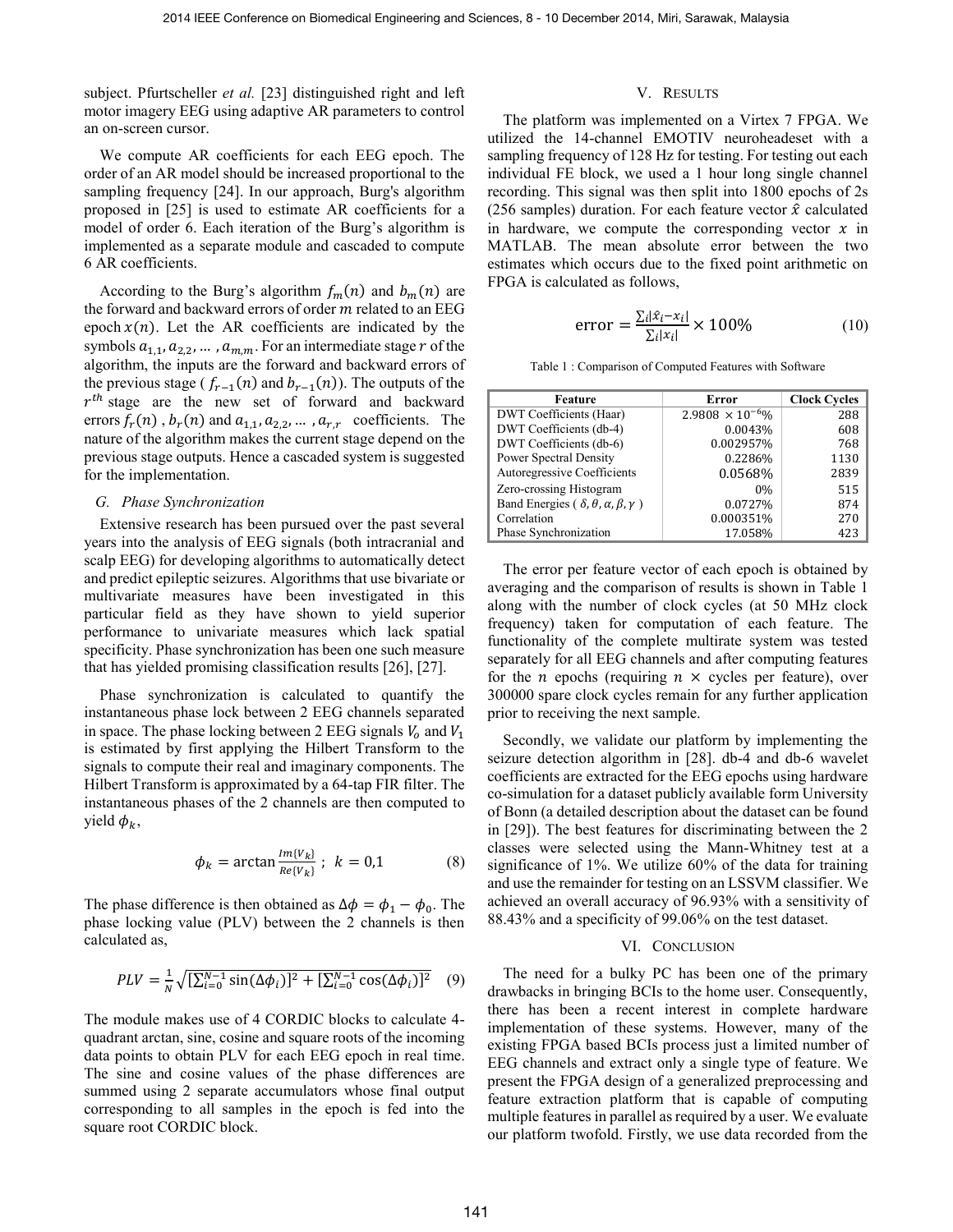subject. Pfurtscheller *et al.* [23] distinguished right and left motor imagery EEG using adaptive AR parameters to control an on-screen cursor.

We compute AR coefficients for each EEG epoch. The order of an AR model should be increased proportional to the sampling frequency [24]. In our approach, Burg's algorithm proposed in [25] is used to estimate AR coefficients for a model of order 6. Each iteration of the Burg's algorithm is implemented as a separate module and cascaded to compute 6 AR coefficients.

According to the Burg's algorithm $f_m(n)$ and $b_m(n)$ are the forward and backward errors of order $m$ related to an EEG epoch $x(n)$. Let the AR coefficients are indicated by the symbols $a_{1,1}, a_{2,2}, \ldots, a_{m,m}$. For an intermediate stage $r$ of the algorithm, the inputs are the forward and backward errors of the previous stage ( $f_{r-1}(n)$ and $b_{r-1}(n)$). The outputs of the $r^{th}$ stage are the new set of forward and backward errors $f_r(n)$, $b_r(n)$ and $a_{1,1}, a_{2,2}, \ldots, a_{r,r}$ coefficients. The nature of the algorithm makes the current stage depend on the previous stage outputs. Hence a cascaded system is suggested for the implementation.

### G. Phase Synchronization

Extensive research has been pursued over the past several years into the analysis of EEG signals (both intracranial and scalp EEG) for developing algorithms to automatically detect and predict epileptic seizures. Algorithms that use bivariate or multivariate measures have been investigated in this particular field as they have shown to yield superior performance to univariate measures which lack spatial specificity. Phase synchronization has been one such measure that has yielded promising classification results [26], [27].

Phase synchronization is calculated to quantify the instantaneous phase lock between 2 EEG channels separated in space. The phase locking between 2 EEG signals $V_0$ and $V_1$ is estimated by first applying the Hilbert Transform to the signals to compute their real and imaginary components. The Hilbert Transform is approximated by a 64-tap FIR filter. The instantaneous phases of the 2 channels are then computed to yield $\phi_k$,

$$\phi_k = \arctan\frac{Im\{V_k\}}{Re\{V_k\}}\ ;\ k = 0,1 \tag{8}$$

The phase difference is then obtained as $\Delta\phi = \phi_1 - \phi_0$. The phase locking value (PLV) between the 2 channels is then calculated as,

$$PLV = \frac{1}{N}\sqrt{[\textstyle\sum_{i=0}^{N-1}\sin(\Delta\phi_i)]^2 + [\sum_{i=0}^{N-1}\cos(\Delta\phi_i)]^2} \tag{9}$$

The module makes use of 4 CORDIC blocks to calculate 4-quadrant arctan, sine, cosine and square roots of the incoming data points to obtain PLV for each EEG epoch in real time. The sine and cosine values of the phase differences are summed using 2 separate accumulators whose final output corresponding to all samples in the epoch is fed into the square root CORDIC block.

## V. Results

The platform was implemented on a Virtex 7 FPGA. We utilized the 14-channel EMOTIV neuroheadeset with a sampling frequency of 128 Hz for testing. For testing out each individual FE block, we used a 1 hour long single channel recording. This signal was then split into 1800 epochs of 2s (256 samples) duration. For each feature vector $\hat{x}$ calculated in hardware, we compute the corresponding vector $x$ in MATLAB. The mean absolute error between the two estimates which occurs due to the fixed point arithmetic on FPGA is calculated as follows,

$$\text{error} = \frac{\sum_i|\hat{x}_i - x_i|}{\sum_i|x_i|} \times 100\% \tag{10}$$

Table 1 : Comparison of Computed Features with Software

| Feature | Error | Clock Cycles |
|---|---|---|
| DWT Coefficients (Haar) | $2.9808 \times 10^{-6}$% | 288 |
| DWT Coefficients (db-4) | 0.0043% | 608 |
| DWT Coefficients (db-6) | 0.002957% | 768 |
| Power Spectral Density | 0.2286% | 1130 |
| Autoregressive Coefficients | 0.0568% | 2839 |
| Zero-crossing Histogram | 0% | 515 |
| Band Energies ( $\delta, \theta, \alpha, \beta, \gamma$ ) | 0.0727% | 874 |
| Correlation | 0.000351% | 270 |
| Phase Synchronization | 17.058% | 423 |

The error per feature vector of each epoch is obtained by averaging and the comparison of results is shown in Table 1 along with the number of clock cycles (at 50 MHz clock frequency) taken for computation of each feature. The functionality of the complete multirate system was tested separately for all EEG channels and after computing features for the $n$ epochs (requiring $n\ \times$ cycles per feature), over 300000 spare clock cycles remain for any further application prior to receiving the next sample.

Secondly, we validate our platform by implementing the seizure detection algorithm in [28]. db-4 and db-6 wavelet coefficients are extracted for the EEG epochs using hardware co-simulation for a dataset publicly available form University of Bonn (a detailed description about the dataset can be found in [29]). The best features for discriminating between the 2 classes were selected using the Mann-Whitney test at a significance of 1%. We utilize 60% of the data for training and use the remainder for testing on an LSSVM classifier. We achieved an overall accuracy of 96.93% with a sensitivity of 88.43% and a specificity of 99.06% on the test dataset.

## VI. Conclusion

The need for a bulky PC has been one of the primary drawbacks in bringing BCIs to the home user. Consequently, there has been a recent interest in complete hardware implementation of these systems. However, many of the existing FPGA based BCIs process just a limited number of EEG channels and extract only a single type of feature. We present the FPGA design of a generalized preprocessing and feature extraction platform that is capable of computing multiple features in parallel as required by a user. We evaluate our platform twofold. Firstly, we use data recorded from the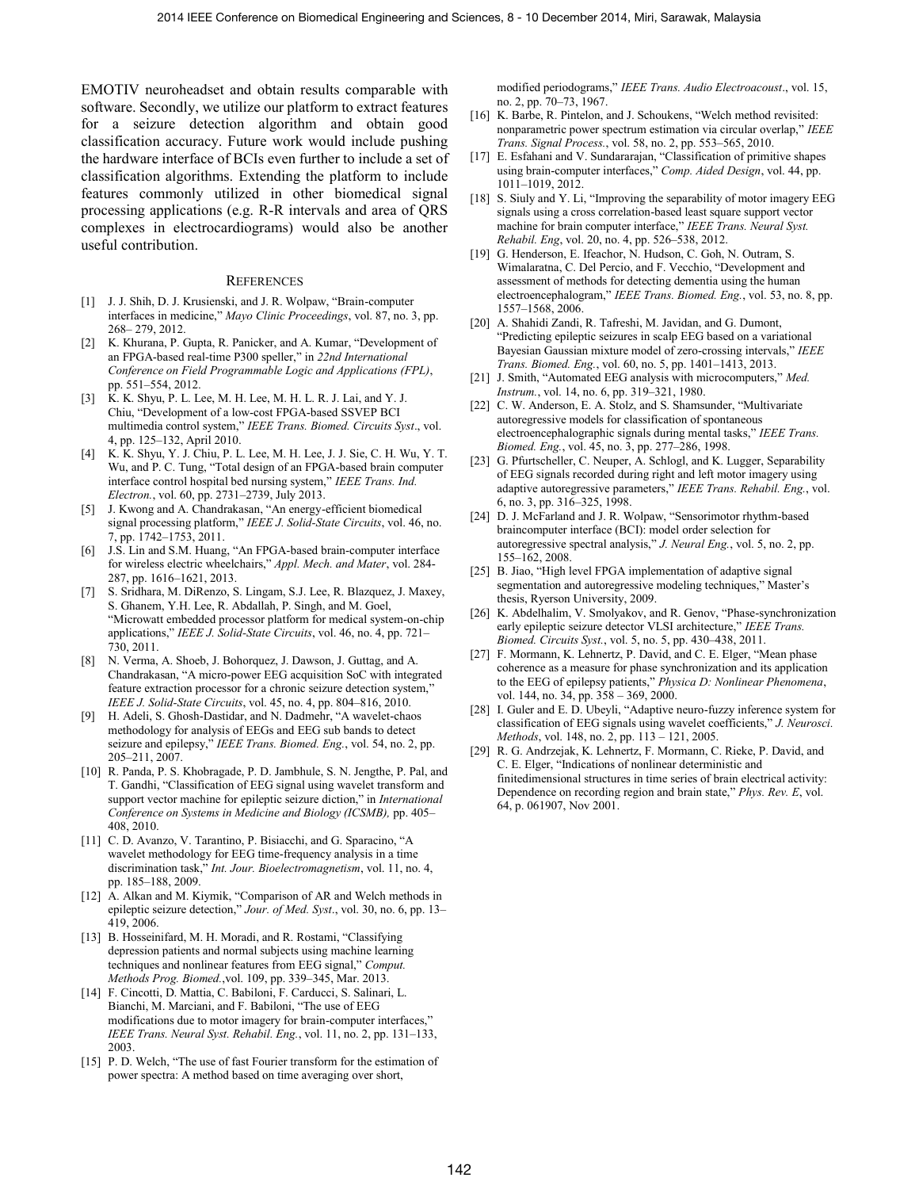EMOTIV neuroheadset and obtain results comparable with software. Secondly, we utilize our platform to extract features for a seizure detection algorithm and obtain good classification accuracy. Future work would include pushing the hardware interface of BCIs even further to include a set of classification algorithms. Extending the platform to include features commonly utilized in other biomedical signal processing applications (e.g. R-R intervals and area of QRS complexes in electrocardiograms) would also be another useful contribution.

## References

[1] J. J. Shih, D. J. Krusienski, and J. R. Wolpaw, "Brain-computer interfaces in medicine," *Mayo Clinic Proceedings*, vol. 87, no. 3, pp. 268– 279, 2012.

[2] K. Khurana, P. Gupta, R. Panicker, and A. Kumar, "Development of an FPGA-based real-time P300 speller," in *22nd International Conference on Field Programmable Logic and Applications (FPL)*, pp. 551–554, 2012.

[3] K. K. Shyu, P. L. Lee, M. H. Lee, M. H. L. R. J. Lai, and Y. J. Chiu, "Development of a low-cost FPGA-based SSVEP BCI multimedia control system," *IEEE Trans. Biomed. Circuits Syst*., vol. 4, pp. 125–132, April 2010.

[4] K. K. Shyu, Y. J. Chiu, P. L. Lee, M. H. Lee, J. J. Sie, C. H. Wu, Y. T. Wu, and P. C. Tung, "Total design of an FPGA-based brain computer interface control hospital bed nursing system," *IEEE Trans. Ind. Electron.*, vol. 60, pp. 2731–2739, July 2013.

[5] J. Kwong and A. Chandrakasan, "An energy-efficient biomedical signal processing platform," *IEEE J. Solid-State Circuits*, vol. 46, no. 7, pp. 1742–1753, 2011.

[6] J.S. Lin and S.M. Huang, "An FPGA-based brain-computer interface for wireless electric wheelchairs," *Appl. Mech. and Mater*, vol. 284-287, pp. 1616–1621, 2013.

[7] S. Sridhara, M. DiRenzo, S. Lingam, S.J. Lee, R. Blazquez, J. Maxey, S. Ghanem, Y.H. Lee, R. Abdallah, P. Singh, and M. Goel, "Microwatt embedded processor platform for medical system-on-chip applications," *IEEE J. Solid-State Circuits*, vol. 46, no. 4, pp. 721–730, 2011.

[8] N. Verma, A. Shoeb, J. Bohorquez, J. Dawson, J. Guttag, and A. Chandrakasan, "A micro-power EEG acquisition SoC with integrated feature extraction processor for a chronic seizure detection system," *IEEE J. Solid-State Circuits*, vol. 45, no. 4, pp. 804–816, 2010.

[9] H. Adeli, S. Ghosh-Dastidar, and N. Dadmehr, "A wavelet-chaos methodology for analysis of EEGs and EEG sub bands to detect seizure and epilepsy," *IEEE Trans. Biomed. Eng.*, vol. 54, no. 2, pp. 205–211, 2007.

[10] R. Panda, P. S. Khobragade, P. D. Jambhule, S. N. Jengthe, P. Pal, and T. Gandhi, "Classification of EEG signal using wavelet transform and support vector machine for epileptic seizure diction," in *International Conference on Systems in Medicine and Biology (ICSMB),* pp. 405–408, 2010.

[11] C. D. Avanzo, V. Tarantino, P. Bisiacchi, and G. Sparacino, "A wavelet methodology for EEG time-frequency analysis in a time discrimination task," *Int. Jour. Bioelectromagnetism*, vol. 11, no. 4, pp. 185–188, 2009.

[12] A. Alkan and M. Kiymik, "Comparison of AR and Welch methods in epileptic seizure detection," *Jour. of Med. Syst*., vol. 30, no. 6, pp. 13–419, 2006.

[13] B. Hosseinifard, M. H. Moradi, and R. Rostami, "Classifying depression patients and normal subjects using machine learning techniques and nonlinear features from EEG signal," *Comput. Methods Prog. Biomed.*,vol. 109, pp. 339–345, Mar. 2013.

[14] F. Cincotti, D. Mattia, C. Babiloni, F. Carducci, S. Salinari, L. Bianchi, M. Marciani, and F. Babiloni, "The use of EEG modifications due to motor imagery for brain-computer interfaces," *IEEE Trans. Neural Syst. Rehabil. Eng.*, vol. 11, no. 2, pp. 131–133, 2003.

[15] P. D. Welch, "The use of fast Fourier transform for the estimation of power spectra: A method based on time averaging over short, modified periodograms," *IEEE Trans. Audio Electroacoust*., vol. 15, no. 2, pp. 70–73, 1967.

[16] K. Barbe, R. Pintelon, and J. Schoukens, "Welch method revisited: nonparametric power spectrum estimation via circular overlap," *IEEE Trans. Signal Process.*, vol. 58, no. 2, pp. 553–565, 2010.

[17] E. Esfahani and V. Sundararajan, "Classification of primitive shapes using brain-computer interfaces," *Comp. Aided Design*, vol. 44, pp. 1011–1019, 2012.

[18] S. Siuly and Y. Li, "Improving the separability of motor imagery EEG signals using a cross correlation-based least square support vector machine for brain computer interface," *IEEE Trans. Neural Syst. Rehabil. Eng*, vol. 20, no. 4, pp. 526–538, 2012.

[19] G. Henderson, E. Ifeachor, N. Hudson, C. Goh, N. Outram, S. Wimalaratna, C. Del Percio, and F. Vecchio, "Development and assessment of methods for detecting dementia using the human electroencephalogram," *IEEE Trans. Biomed. Eng.*, vol. 53, no. 8, pp. 1557–1568, 2006.

[20] A. Shahidi Zandi, R. Tafreshi, M. Javidan, and G. Dumont, "Predicting epileptic seizures in scalp EEG based on a variational Bayesian Gaussian mixture model of zero-crossing intervals," *IEEE Trans. Biomed. Eng.*, vol. 60, no. 5, pp. 1401–1413, 2013.

[21] J. Smith, "Automated EEG analysis with microcomputers," *Med. Instrum.*, vol. 14, no. 6, pp. 319–321, 1980.

[22] C. W. Anderson, E. A. Stolz, and S. Shamsunder, "Multivariate autoregressive models for classification of spontaneous electroencephalographic signals during mental tasks," *IEEE Trans. Biomed. Eng.*, vol. 45, no. 3, pp. 277–286, 1998.

[23] G. Pfurtscheller, C. Neuper, A. Schlogl, and K. Lugger, Separability of EEG signals recorded during right and left motor imagery using adaptive autoregressive parameters," *IEEE Trans. Rehabil. Eng.*, vol. 6, no. 3, pp. 316–325, 1998.

[24] D. J. McFarland and J. R. Wolpaw, "Sensorimotor rhythm-based braincomputer interface (BCI): model order selection for autoregressive spectral analysis," *J. Neural Eng.*, vol. 5, no. 2, pp. 155–162, 2008.

[25] B. Jiao, "High level FPGA implementation of adaptive signal segmentation and autoregressive modeling techniques," Master's thesis, Ryerson University, 2009.

[26] K. Abdelhalim, V. Smolyakov, and R. Genov, "Phase-synchronization early epileptic seizure detector VLSI architecture," *IEEE Trans. Biomed. Circuits Syst.*, vol. 5, no. 5, pp. 430–438, 2011.

[27] F. Mormann, K. Lehnertz, P. David, and C. E. Elger, "Mean phase coherence as a measure for phase synchronization and its application to the EEG of epilepsy patients," *Physica D: Nonlinear Phenomena*, vol. 144, no. 34, pp. 358 – 369, 2000.

[28] I. Guler and E. D. Ubeyli, "Adaptive neuro-fuzzy inference system for classification of EEG signals using wavelet coefficients," *J. Neurosci. Methods*, vol. 148, no. 2, pp. 113 – 121, 2005.

[29] R. G. Andrzejak, K. Lehnertz, F. Mormann, C. Rieke, P. David, and C. E. Elger, "Indications of nonlinear deterministic and finitedimensional structures in time series of brain electrical activity: Dependence on recording region and brain state," *Phys. Rev. E*, vol. 64, p. 061907, Nov 2001.